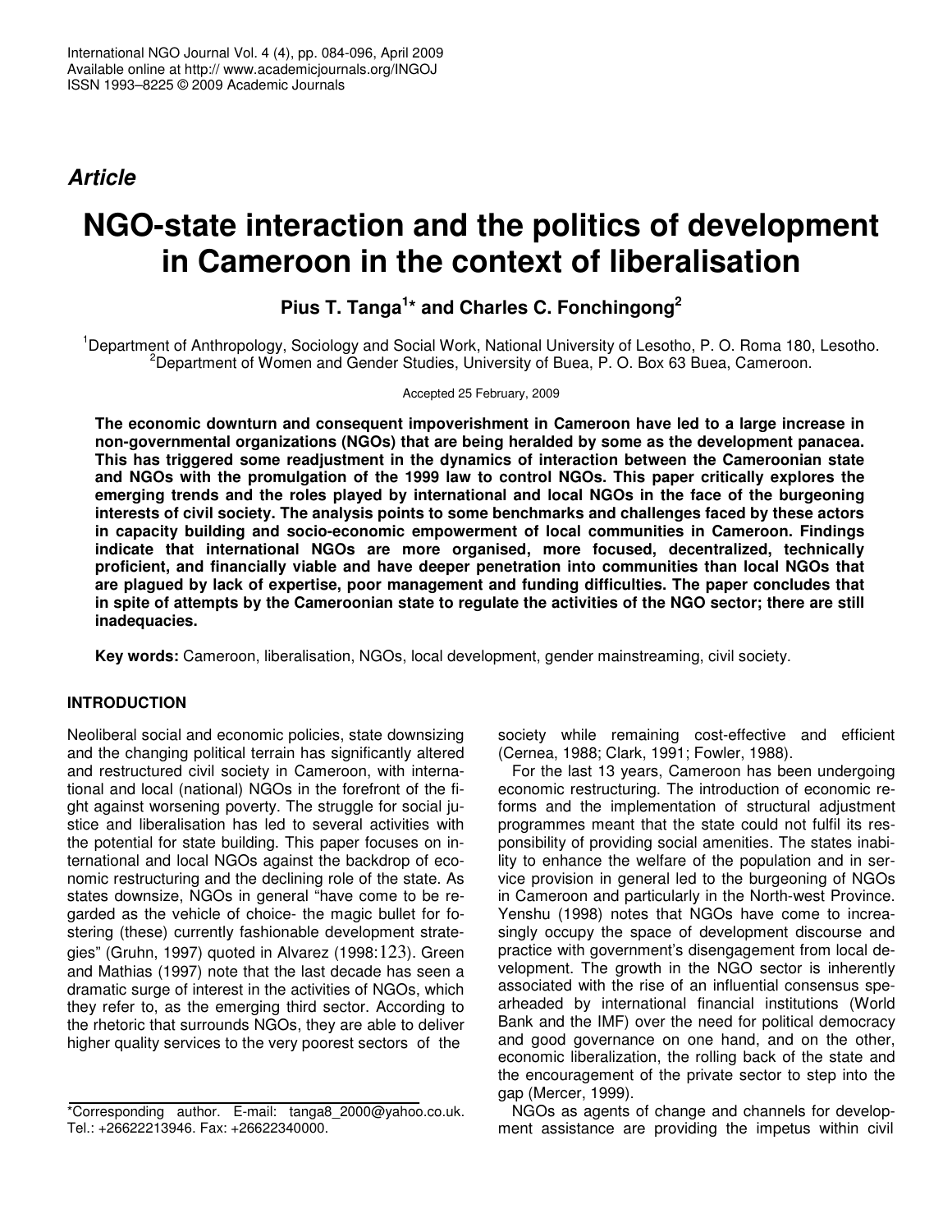*Article*

# NGO-state interaction and the politics of development in Cameroon in the context of liberalisation

**Pius T. Tanga[1]* and Charles C. Fonchingong[2]**

[1]Department of Anthropology, Sociology and Social Work, National University of Lesotho, P. O. Roma 180, Lesotho.
[2]Department of Women and Gender Studies, University of Buea, P. O. Box 63 Buea, Cameroon.

Accepted 25 February, 2009

**The economic downturn and consequent impoverishment in Cameroon have led to a large increase in non-governmental organizations (NGOs) that are being heralded by some as the development panacea. This has triggered some readjustment in the dynamics of interaction between the Cameroonian state and NGOs with the promulgation of the 1999 law to control NGOs. This paper critically explores the emerging trends and the roles played by international and local NGOs in the face of the burgeoning interests of civil society. The analysis points to some benchmarks and challenges faced by these actors in capacity building and socio-economic empowerment of local communities in Cameroon. Findings indicate that international NGOs are more organised, more focused, decentralized, technically proficient, and financially viable and have deeper penetration into communities than local NGOs that are plagued by lack of expertise, poor management and funding difficulties. The paper concludes that in spite of attempts by the Cameroonian state to regulate the activities of the NGO sector; there are still inadequacies.**

**Key words:** Cameroon, liberalisation, NGOs, local development, gender mainstreaming, civil society.

## INTRODUCTION

Neoliberal social and economic policies, state downsizing and the changing political terrain has significantly altered and restructured civil society in Cameroon, with international and local (national) NGOs in the forefront of the fight against worsening poverty. The struggle for social justice and liberalisation has led to several activities with the potential for state building. This paper focuses on international and local NGOs against the backdrop of economic restructuring and the declining role of the state. As states downsize, NGOs in general "have come to be regarded as the vehicle of choice- the magic bullet for fostering (these) currently fashionable development strategies" (Gruhn, 1997) quoted in Alvarez (1998:123). Green and Mathias (1997) note that the last decade has seen a dramatic surge of interest in the activities of NGOs, which they refer to, as the emerging third sector. According to the rhetoric that surrounds NGOs, they are able to deliver higher quality services to the very poorest sectors of the society while remaining cost-effective and efficient (Cernea, 1988; Clark, 1991; Fowler, 1988).

For the last 13 years, Cameroon has been undergoing economic restructuring. The introduction of economic reforms and the implementation of structural adjustment programmes meant that the state could not fulfil its responsibility of providing social amenities. The states inability to enhance the welfare of the population and in service provision in general led to the burgeoning of NGOs in Cameroon and particularly in the North-west Province. Yenshu (1998) notes that NGOs have come to increasingly occupy the space of development discourse and practice with government's disengagement from local development. The growth in the NGO sector is inherently associated with the rise of an influential consensus spearheaded by international financial institutions (World Bank and the IMF) over the need for political democracy and good governance on one hand, and on the other, economic liberalization, the rolling back of the state and the encouragement of the private sector to step into the gap (Mercer, 1999).

NGOs as agents of change and channels for development assistance are providing the impetus within civil

*Corresponding author. E-mail: tanga8_2000@yahoo.co.uk. Tel.: +26622213946. Fax: +26622340000.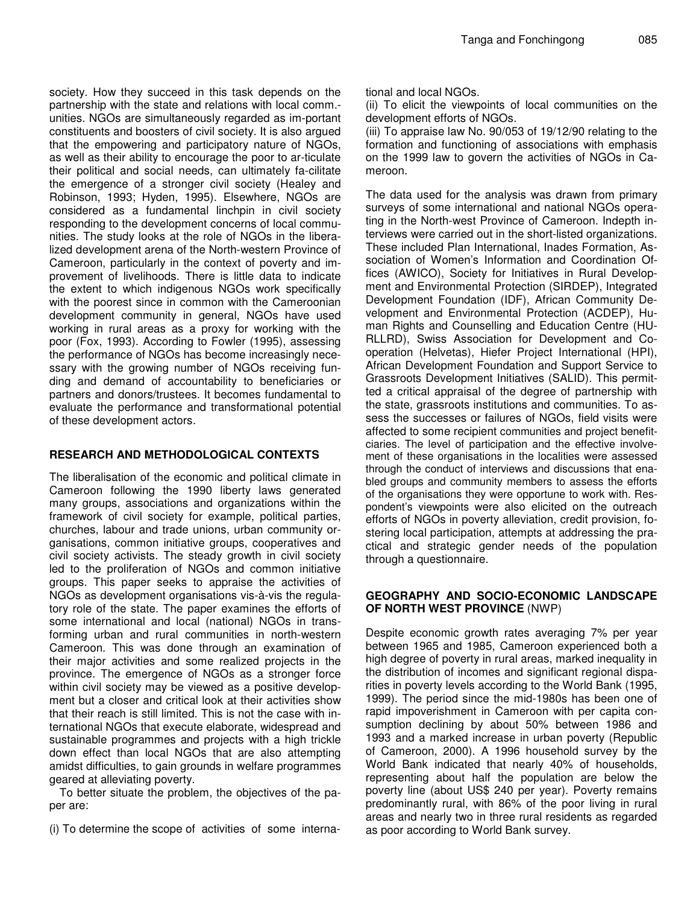society. How they succeed in this task depends on the partnership with the state and relations with local comm.-unities. NGOs are simultaneously regarded as im-portant constituents and boosters of civil society. It is also argued that the empowering and participatory nature of NGOs, as well as their ability to encourage the poor to ar-ticulate their political and social needs, can ultimately fa-cilitate the emergence of a stronger civil society (Healey and Robinson, 1993; Hyden, 1995). Elsewhere, NGOs are considered as a fundamental linchpin in civil society responding to the development concerns of local commu-nities. The study looks at the role of NGOs in the libera-lized development arena of the North-western Province of Cameroon, particularly in the context of poverty and im-provement of livelihoods. There is little data to indicate the extent to which indigenous NGOs work specifically with the poorest since in common with the Cameroonian development community in general, NGOs have used working in rural areas as a proxy for working with the poor (Fox, 1993). According to Fowler (1995), assessing the performance of NGOs has become increasingly nece-ssary with the growing number of NGOs receiving fun-ding and demand of accountability to beneficiaries or partners and donors/trustees. It becomes fundamental to evaluate the performance and transformational potential of these development actors.

## RESEARCH AND METHODOLOGICAL CONTEXTS

The liberalisation of the economic and political climate in Cameroon following the 1990 liberty laws generated many groups, associations and organizations within the framework of civil society for example, political parties, churches, labour and trade unions, urban community or-ganisations, common initiative groups, cooperatives and civil society activists. The steady growth in civil society led to the proliferation of NGOs and common initiative groups. This paper seeks to appraise the activities of NGOs as development organisations vis-à-vis the regula-tory role of the state. The paper examines the efforts of some international and local (national) NGOs in trans-forming urban and rural communities in north-western Cameroon. This was done through an examination of their major activities and some realized projects in the province. The emergence of NGOs as a stronger force within civil society may be viewed as a positive develop-ment but a closer and critical look at their activities show that their reach is still limited. This is not the case with in-ternational NGOs that execute elaborate, widespread and sustainable programmes and projects with a high trickle down effect than local NGOs that are also attempting amidst difficulties, to gain grounds in welfare programmes geared at alleviating poverty.

To better situate the problem, the objectives of the pa-per are:

(i) To determine the scope of activities of some interna-tional and local NGOs.

(ii) To elicit the viewpoints of local communities on the development efforts of NGOs.

(iii) To appraise law No. 90/053 of 19/12/90 relating to the formation and functioning of associations with emphasis on the 1999 law to govern the activities of NGOs in Ca-meroon.

The data used for the analysis was drawn from primary surveys of some international and national NGOs opera-ting in the North-west Province of Cameroon. Indepth in-terviews were carried out in the short-listed organizations. These included Plan International, Inades Formation, As-sociation of Women's Information and Coordination Of-fices (AWICO), Society for Initiatives in Rural Develop-ment and Environmental Protection (SIRDEP), Integrated Development Foundation (IDF), African Community De-velopment and Environmental Protection (ACDEP), Hu-man Rights and Counselling and Education Centre (HU-RLLRD), Swiss Association for Development and Co-operation (Helvetas), Hiefer Project International (HPI), African Development Foundation and Support Service to Grassroots Development Initiatives (SALID). This permit-ted a critical appraisal of the degree of partnership with the state, grassroots institutions and communities. To as-sess the successes or failures of NGOs, field visits were affected to some recipient communities and project benefit-ciaries. The level of participation and the effective involve-ment of these organisations in the localities were assessed through the conduct of interviews and discussions that ena-bled groups and community members to assess the efforts of the organisations they were opportune to work with. Res-pondent's viewpoints were also elicited on the outreach efforts of NGOs in poverty alleviation, credit provision, fo-stering local participation, attempts at addressing the pra-ctical and strategic gender needs of the population through a questionnaire.

## GEOGRAPHY AND SOCIO-ECONOMIC LANDSCAPE OF NORTH WEST PROVINCE (NWP)

Despite economic growth rates averaging 7% per year between 1965 and 1985, Cameroon experienced both a high degree of poverty in rural areas, marked inequality in the distribution of incomes and significant regional dispa-rities in poverty levels according to the World Bank (1995, 1999). The period since the mid-1980s has been one of rapid impoverishment in Cameroon with per capita con-sumption declining by about 50% between 1986 and 1993 and a marked increase in urban poverty (Republic of Cameroon, 2000). A 1996 household survey by the World Bank indicated that nearly 40% of households, representing about half the population are below the poverty line (about US$ 240 per year). Poverty remains predominantly rural, with 86% of the poor living in rural areas and nearly two in three rural residents as regarded as poor according to World Bank survey.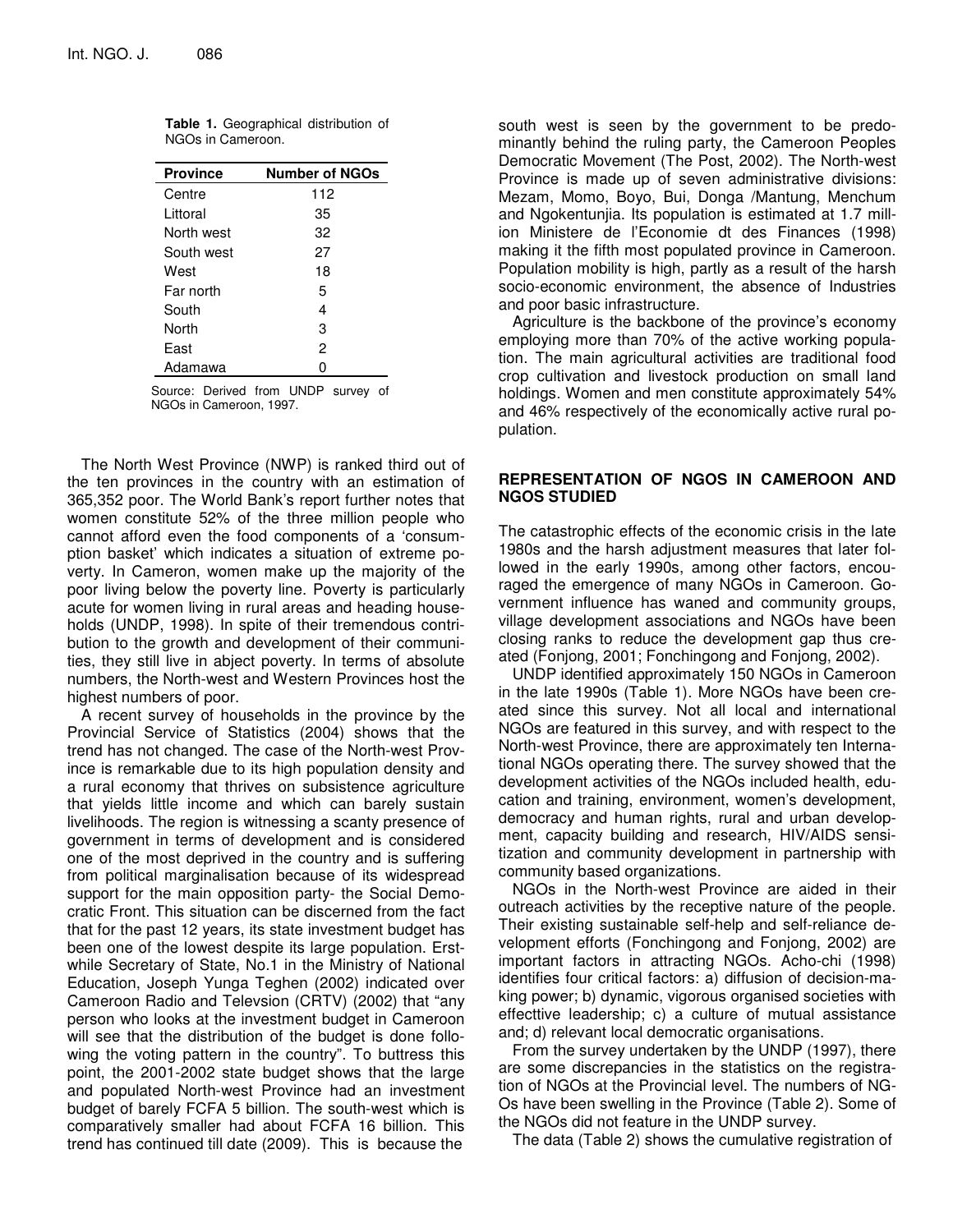**Table 1.** Geographical distribution of NGOs in Cameroon.

| Province | Number of NGOs |
|---|---|
| Centre | 112 |
| Littoral | 35 |
| North west | 32 |
| South west | 27 |
| West | 18 |
| Far north | 5 |
| South | 4 |
| North | 3 |
| East | 2 |
| Adamawa | 0 |

Source: Derived from UNDP survey of NGOs in Cameroon, 1997.

The North West Province (NWP) is ranked third out of the ten provinces in the country with an estimation of 365,352 poor. The World Bank's report further notes that women constitute 52% of the three million people who cannot afford even the food components of a 'consumption basket' which indicates a situation of extreme poverty. In Cameron, women make up the majority of the poor living below the poverty line. Poverty is particularly acute for women living in rural areas and heading households (UNDP, 1998). In spite of their tremendous contribution to the growth and development of their communities, they still live in abject poverty. In terms of absolute numbers, the North-west and Western Provinces host the highest numbers of poor.

A recent survey of households in the province by the Provincial Service of Statistics (2004) shows that the trend has not changed. The case of the North-west Province is remarkable due to its high population density and a rural economy that thrives on subsistence agriculture that yields little income and which can barely sustain livelihoods. The region is witnessing a scanty presence of government in terms of development and is considered one of the most deprived in the country and is suffering from political marginalisation because of its widespread support for the main opposition party- the Social Democratic Front. This situation can be discerned from the fact that for the past 12 years, its state investment budget has been one of the lowest despite its large population. Erstwhile Secretary of State, No.1 in the Ministry of National Education, Joseph Yunga Teghen (2002) indicated over Cameroon Radio and Televsion (CRTV) (2002) that "any person who looks at the investment budget in Cameroon will see that the distribution of the budget is done following the voting pattern in the country". To buttress this point, the 2001-2002 state budget shows that the large and populated North-west Province had an investment budget of barely FCFA 5 billion. The south-west which is comparatively smaller had about FCFA 16 billion. This trend has continued till date (2009). This is because the south west is seen by the government to be predominantly behind the ruling party, the Cameroon Peoples Democratic Movement (The Post, 2002). The North-west Province is made up of seven administrative divisions: Mezam, Momo, Boyo, Bui, Donga /Mantung, Menchum and Ngokentunjia. Its population is estimated at 1.7 million Ministere de l'Economie dt des Finances (1998) making it the fifth most populated province in Cameroon. Population mobility is high, partly as a result of the harsh socio-economic environment, the absence of Industries and poor basic infrastructure.

Agriculture is the backbone of the province's economy employing more than 70% of the active working population. The main agricultural activities are traditional food crop cultivation and livestock production on small land holdings. Women and men constitute approximately 54% and 46% respectively of the economically active rural population.

## REPRESENTATION OF NGOS IN CAMEROON AND NGOS STUDIED

The catastrophic effects of the economic crisis in the late 1980s and the harsh adjustment measures that later followed in the early 1990s, among other factors, encouraged the emergence of many NGOs in Cameroon. Government influence has waned and community groups, village development associations and NGOs have been closing ranks to reduce the development gap thus created (Fonjong, 2001; Fonchingong and Fonjong, 2002).

UNDP identified approximately 150 NGOs in Cameroon in the late 1990s (Table 1). More NGOs have been created since this survey. Not all local and international NGOs are featured in this survey, and with respect to the North-west Province, there are approximately ten International NGOs operating there. The survey showed that the development activities of the NGOs included health, education and training, environment, women's development, democracy and human rights, rural and urban development, capacity building and research, HIV/AIDS sensitization and community development in partnership with community based organizations.

NGOs in the North-west Province are aided in their outreach activities by the receptive nature of the people. Their existing sustainable self-help and self-reliance development efforts (Fonchingong and Fonjong, 2002) are important factors in attracting NGOs. Acho-chi (1998) identifies four critical factors: a) diffusion of decision-making power; b) dynamic, vigorous organised societies with effecttive leadership; c) a culture of mutual assistance and; d) relevant local democratic organisations.

From the survey undertaken by the UNDP (1997), there are some discrepancies in the statistics on the registration of NGOs at the Provincial level. The numbers of NGOs have been swelling in the Province (Table 2). Some of the NGOs did not feature in the UNDP survey.

The data (Table 2) shows the cumulative registration of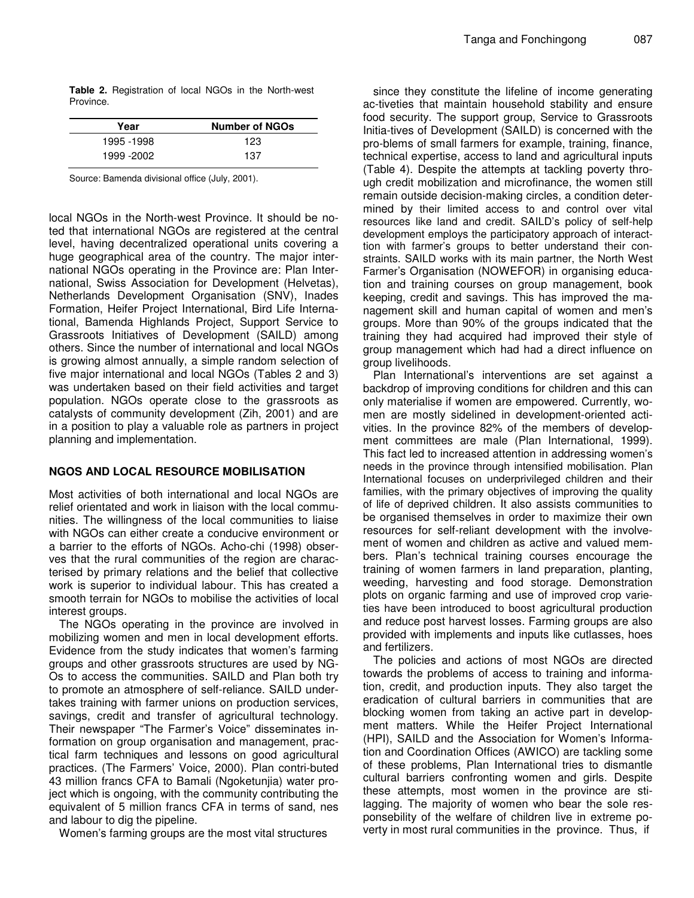**Table 2.** Registration of local NGOs in the North-west Province.

| Year | Number of NGOs |
|---|---|
| 1995 -1998 | 123 |
| 1999 -2002 | 137 |

Source: Bamenda divisional office (July, 2001).

local NGOs in the North-west Province. It should be noted that international NGOs are registered at the central level, having decentralized operational units covering a huge geographical area of the country. The major international NGOs operating in the Province are: Plan International, Swiss Association for Development (Helvetas), Netherlands Development Organisation (SNV), Inades Formation, Heifer Project International, Bird Life International, Bamenda Highlands Project, Support Service to Grassroots Initiatives of Development (SAILD) among others. Since the number of international and local NGOs is growing almost annually, a simple random selection of five major international and local NGOs (Tables 2 and 3) was undertaken based on their field activities and target population. NGOs operate close to the grassroots as catalysts of community development (Zih, 2001) and are in a position to play a valuable role as partners in project planning and implementation.

## NGOS AND LOCAL RESOURCE MOBILISATION

Most activities of both international and local NGOs are relief orientated and work in liaison with the local communities. The willingness of the local communities to liaise with NGOs can either create a conducive environment or a barrier to the efforts of NGOs. Acho-chi (1998) observes that the rural communities of the region are characterised by primary relations and the belief that collective work is superior to individual labour. This has created a smooth terrain for NGOs to mobilise the activities of local interest groups.

The NGOs operating in the province are involved in mobilizing women and men in local development efforts. Evidence from the study indicates that women's farming groups and other grassroots structures are used by NGOs to access the communities. SAILD and Plan both try to promote an atmosphere of self-reliance. SAILD undertakes training with farmer unions on production services, savings, credit and transfer of agricultural technology. Their newspaper "The Farmer's Voice" disseminates information on group organisation and management, practical farm techniques and lessons on good agricultural practices. (The Farmers' Voice, 2000). Plan contributed 43 million francs CFA to Bamali (Ngoketunjia) water project which is ongoing, with the community contributing the equivalent of 5 million francs CFA in terms of sand, nes and labour to dig the pipeline.

Women's farming groups are the most vital structures since they constitute the lifeline of income generating activities that maintain household stability and ensure food security. The support group, Service to Grassroots Initiatives of Development (SAILD) is concerned with the problems of small farmers for example, training, finance, technical expertise, access to land and agricultural inputs (Table 4). Despite the attempts at tackling poverty through credit mobilization and microfinance, the women still remain outside decision-making circles, a condition determined by their limited access to and control over vital resources like land and credit. SAILD's policy of self-help development employs the participatory approach of interacttion with farmer's groups to better understand their constraints. SAILD works with its main partner, the North West Farmer's Organisation (NOWEFOR) in organising education and training courses on group management, book keeping, credit and savings. This has improved the management skill and human capital of women and men's groups. More than 90% of the groups indicated that the training they had acquired had improved their style of group management which had had a direct influence on group livelihoods.

Plan International's interventions are set against a backdrop of improving conditions for children and this can only materialise if women are empowered. Currently, women are mostly sidelined in development-oriented activities. In the province 82% of the members of development committees are male (Plan International, 1999). This fact led to increased attention in addressing women's needs in the province through intensified mobilisation. Plan International focuses on underprivileged children and their families, with the primary objectives of improving the quality of life of deprived children. It also assists communities to be organised themselves in order to maximize their own resources for self-reliant development with the involvement of women and children as active and valued members. Plan's technical training courses encourage the training of women farmers in land preparation, planting, weeding, harvesting and food storage. Demonstration plots on organic farming and use of improved crop varieties have been introduced to boost agricultural production and reduce post harvest losses. Farming groups are also provided with implements and inputs like cutlasses, hoes and fertilizers.

The policies and actions of most NGOs are directed towards the problems of access to training and information, credit, and production inputs. They also target the eradication of cultural barriers in communities that are blocking women from taking an active part in development matters. While the Heifer Project International (HPI), SAILD and the Association for Women's Information and Coordination Offices (AWICO) are tackling some of these problems, Plan International tries to dismantle cultural barriers confronting women and girls. Despite these attempts, most women in the province are stilagging. The majority of women who bear the sole responsebility of the welfare of children live in extreme poverty in most rural communities in the province. Thus, if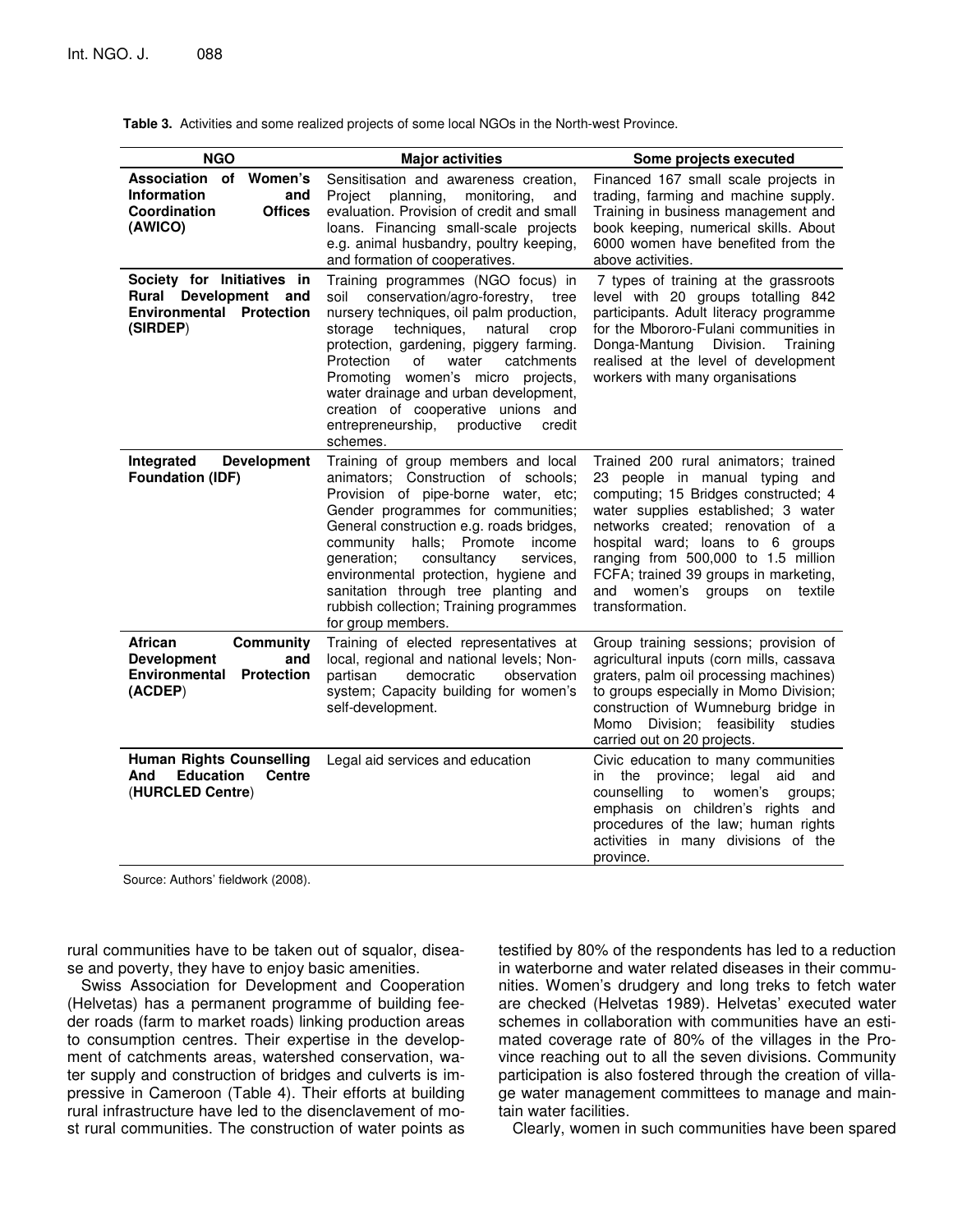**Table 3.** Activities and some realized projects of some local NGOs in the North-west Province.

| NGO | Major activities | Some projects executed |
|---|---|---|
| **Association of Women's Information and Coordination Offices (AWICO)** | Sensitisation and awareness creation, Project planning, monitoring, and evaluation. Provision of credit and small loans. Financing small-scale projects e.g. animal husbandry, poultry keeping, and formation of cooperatives. | Financed 167 small scale projects in trading, farming and machine supply. Training in business management and book keeping, numerical skills. About 6000 women have benefited from the above activities. |
| **Society for Initiatives in Rural Development and Environmental Protection (SIRDEP)** | Training programmes (NGO focus) in soil conservation/agro-forestry, tree nursery techniques, oil palm production, storage techniques, natural crop protection, gardening, piggery farming. Protection of water catchments Promoting women's micro projects, water drainage and urban development, creation of cooperative unions and entrepreneurship, productive credit schemes. | 7 types of training at the grassroots level with 20 groups totalling 842 participants. Adult literacy programme for the Mbororo-Fulani communities in Donga-Mantung Division. Training realised at the level of development workers with many organisations |
| **Integrated Development Foundation (IDF)** | Training of group members and local animators; Construction of schools; Provision of pipe-borne water, etc; Gender programmes for communities; General construction e.g. roads bridges, community halls; Promote income generation; consultancy services, environmental protection, hygiene and sanitation through tree planting and rubbish collection; Training programmes for group members. | Trained 200 rural animators; trained 23 people in manual typing and computing; 15 Bridges constructed; 4 water supplies established; 3 water networks created; renovation of a hospital ward; loans to 6 groups ranging from 500,000 to 1.5 million FCFA; trained 39 groups in marketing, and women's groups on textile transformation. |
| **African Community Development and Environmental Protection (ACDEP)** | Training of elected representatives at local, regional and national levels; Non-partisan democratic observation system; Capacity building for women's self-development. | Group training sessions; provision of agricultural inputs (corn mills, cassava graters, palm oil processing machines) to groups especially in Momo Division; construction of Wumneburg bridge in Momo Division; feasibility studies carried out on 20 projects. |
| **Human Rights Counselling And Education Centre (HURCLED Centre)** | Legal aid services and education | Civic education to many communities in the province; legal aid and counselling to women's groups; emphasis on children's rights and procedures of the law; human rights activities in many divisions of the province. |

Source: Authors' fieldwork (2008).

rural communities have to be taken out of squalor, disease and poverty, they have to enjoy basic amenities.

Swiss Association for Development and Cooperation (Helvetas) has a permanent programme of building feeder roads (farm to market roads) linking production areas to consumption centres. Their expertise in the development of catchments areas, watershed conservation, water supply and construction of bridges and culverts is impressive in Cameroon (Table 4). Their efforts at building rural infrastructure have led to the disenclavement of most rural communities. The construction of water points as testified by 80% of the respondents has led to a reduction in waterborne and water related diseases in their communities. Women's drudgery and long treks to fetch water are checked (Helvetas 1989). Helvetas' executed water schemes in collaboration with communities have an estimated coverage rate of 80% of the villages in the Province reaching out to all the seven divisions. Community participation is also fostered through the creation of village water management committees to manage and maintain water facilities.

Clearly, women in such communities have been spared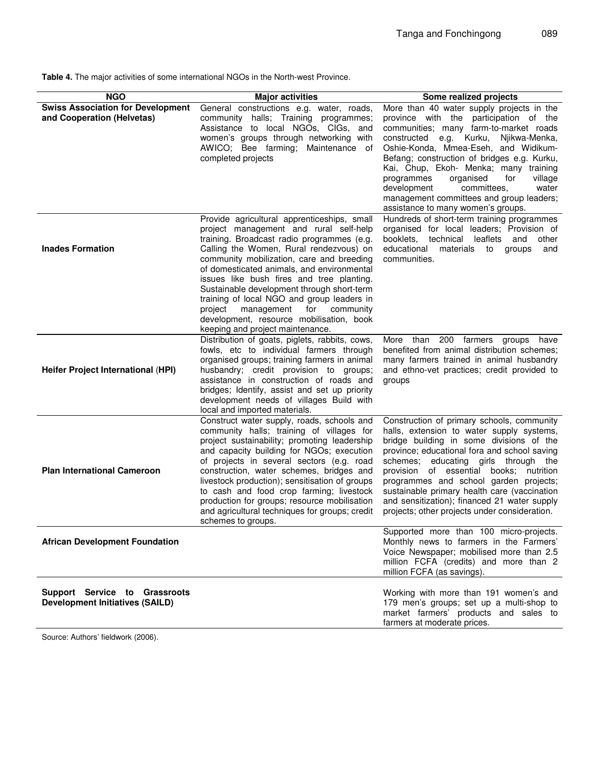**Table 4.** The major activities of some international NGOs in the North-west Province.

| NGO | Major activities | Some realized projects |
|---|---|---|
| **Swiss Association for Development and Cooperation (Helvetas)** | General constructions e.g. water, roads, community halls; Training programmes; Assistance to local NGOs, CIGs, and women's groups through networking with AWICO; Bee farming; Maintenance of completed projects | More than 40 water supply projects in the province with the participation of the communities; many farm-to-market roads constructed e.g. Kurku, Njikwa-Menka, Oshie-Konda, Mmea-Eseh, and Widikum-Befang; construction of bridges e.g. Kurku, Kai, Chup, Ekoh- Menka; many training programmes organised for village development committees, water management committees and group leaders; assistance to many women's groups. |
| **Inades Formation** | Provide agricultural apprenticeships, small project management and rural self-help training. Broadcast radio programmes (e.g. Calling the Women, Rural rendezvous) on community mobilization, care and breeding of domesticated animals, and environmental issues like bush fires and tree planting. Sustainable development through short-term training of local NGO and group leaders in project management for community development, resource mobilisation, book keeping and project maintenance. | Hundreds of short-term training programmes organised for local leaders; Provision of booklets, technical leaflets and other educational materials to groups and communities. |
| **Heifer Project International (HPI)** | Distribution of goats, piglets, rabbits, cows, fowls, etc to individual farmers through organised groups; training farmers in animal husbandry; credit provision to groups; assistance in construction of roads and bridges; Identify, assist and set up priority development needs of villages Build with local and imported materials. | More than 200 farmers groups have benefited from animal distribution schemes; many farmers trained in animal husbandry and ethno-vet practices; credit provided to groups |
| **Plan International Cameroon** | Construct water supply, roads, schools and community halls; training of villages for project sustainability; promoting leadership and capacity building for NGOs; execution of projects in several sectors (e.g. road construction, water schemes, bridges and livestock production); sensitisation of groups to cash and food crop farming; livestock production for groups; resource mobilisation and agricultural techniques for groups; credit schemes to groups. | Construction of primary schools, community halls, extension to water supply systems, bridge building in some divisions of the province; educational fora and school saving schemes; educating girls through the provision of essential books; nutrition programmes and school garden projects; sustainable primary health care (vaccination and sensitization); financed 21 water supply projects; other projects under consideration. |
| **African Development Foundation** | | Supported more than 100 micro-projects. Monthly news to farmers in the Farmers' Voice Newspaper; mobilised more than 2.5 million FCFA (credits) and more than 2 million FCFA (as savings). |
| **Support Service to Grassroots Development Initiatives (SAILD)** | | Working with more than 191 women's and 179 men's groups; set up a multi-shop to market farmers' products and sales to farmers at moderate prices. |

Source: Authors' fieldwork (2006).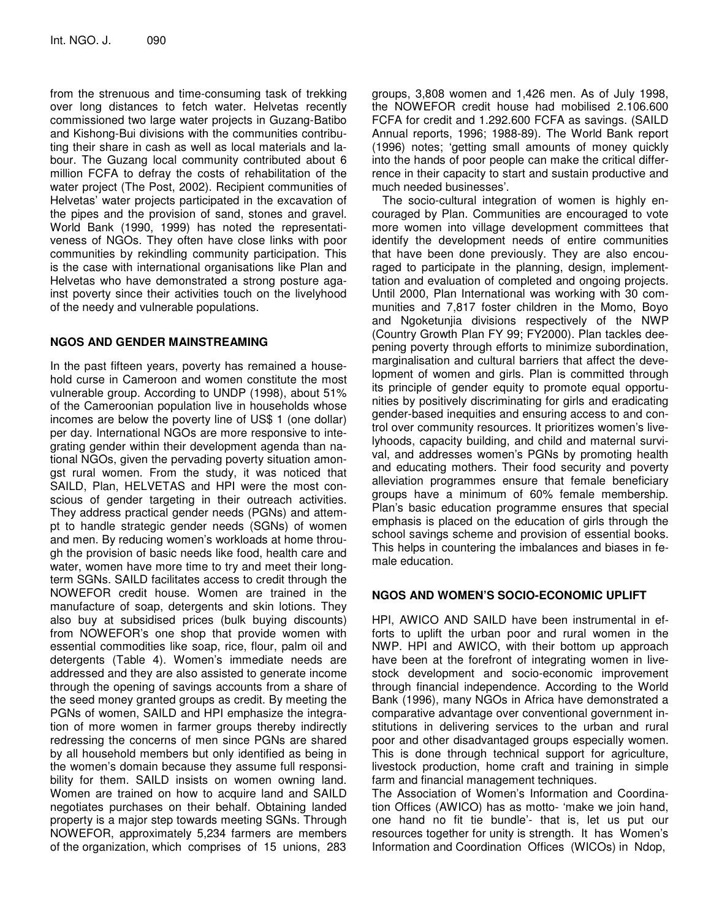from the strenuous and time-consuming task of trekking over long distances to fetch water. Helvetas recently commissioned two large water projects in Guzang-Batibo and Kishong-Bui divisions with the communities contributing their share in cash as well as local materials and labour. The Guzang local community contributed about 6 million FCFA to defray the costs of rehabilitation of the water project (The Post, 2002). Recipient communities of Helvetas' water projects participated in the excavation of the pipes and the provision of sand, stones and gravel. World Bank (1990, 1999) has noted the representativeness of NGOs. They often have close links with poor communities by rekindling community participation. This is the case with international organisations like Plan and Helvetas who have demonstrated a strong posture against poverty since their activities touch on the livelyhood of the needy and vulnerable populations.

## NGOS AND GENDER MAINSTREAMING

In the past fifteen years, poverty has remained a household curse in Cameroon and women constitute the most vulnerable group. According to UNDP (1998), about 51% of the Cameroonian population live in households whose incomes are below the poverty line of US$ 1 (one dollar) per day. International NGOs are more responsive to integrating gender within their development agenda than national NGOs, given the pervading poverty situation amongst rural women. From the study, it was noticed that SAILD, Plan, HELVETAS and HPI were the most conscious of gender targeting in their outreach activities. They address practical gender needs (PGNs) and attempt to handle strategic gender needs (SGNs) of women and men. By reducing women's workloads at home through the provision of basic needs like food, health care and water, women have more time to try and meet their long-term SGNs. SAILD facilitates access to credit through the NOWEFOR credit house. Women are trained in the manufacture of soap, detergents and skin lotions. They also buy at subsidised prices (bulk buying discounts) from NOWEFOR's one shop that provide women with essential commodities like soap, rice, flour, palm oil and detergents (Table 4). Women's immediate needs are addressed and they are also assisted to generate income through the opening of savings accounts from a share of the seed money granted groups as credit. By meeting the PGNs of women, SAILD and HPI emphasize the integration of more women in farmer groups thereby indirectly redressing the concerns of men since PGNs are shared by all household members but only identified as being in the women's domain because they assume full responsibility for them. SAILD insists on women owning land. Women are trained on how to acquire land and SAILD negotiates purchases on their behalf. Obtaining landed property is a major step towards meeting SGNs. Through NOWEFOR, approximately 5,234 farmers are members of the organization, which comprises of 15 unions, 283 groups, 3,808 women and 1,426 men. As of July 1998, the NOWEFOR credit house had mobilised 2.106.600 FCFA for credit and 1.292.600 FCFA as savings. (SAILD Annual reports, 1996; 1988-89). The World Bank report (1996) notes; 'getting small amounts of money quickly into the hands of poor people can make the critical difference in their capacity to start and sustain productive and much needed businesses'.

The socio-cultural integration of women is highly encouraged by Plan. Communities are encouraged to vote more women into village development committees that identify the development needs of entire communities that have been done previously. They are also encouraged to participate in the planning, design, implementtation and evaluation of completed and ongoing projects. Until 2000, Plan International was working with 30 communities and 7,817 foster children in the Momo, Boyo and Ngoketunjia divisions respectively of the NWP (Country Growth Plan FY 99; FY2000). Plan tackles deepening poverty through efforts to minimize subordination, marginalisation and cultural barriers that affect the development of women and girls. Plan is committed through its principle of gender equity to promote equal opportunities by positively discriminating for girls and eradicating gender-based inequities and ensuring access to and control over community resources. It prioritizes women's livelyhoods, capacity building, and child and maternal survival, and addresses women's PGNs by promoting health and educating mothers. Their food security and poverty alleviation programmes ensure that female beneficiary groups have a minimum of 60% female membership. Plan's basic education programme ensures that special emphasis is placed on the education of girls through the school savings scheme and provision of essential books. This helps in countering the imbalances and biases in female education.

## NGOS AND WOMEN'S SOCIO-ECONOMIC UPLIFT

HPI, AWICO AND SAILD have been instrumental in efforts to uplift the urban poor and rural women in the NWP. HPI and AWICO, with their bottom up approach have been at the forefront of integrating women in livestock development and socio-economic improvement through financial independence. According to the World Bank (1996), many NGOs in Africa have demonstrated a comparative advantage over conventional government institutions in delivering services to the urban and rural poor and other disadvantaged groups especially women. This is done through technical support for agriculture, livestock production, home craft and training in simple farm and financial management techniques.

The Association of Women's Information and Coordination Offices (AWICO) has as motto- 'make we join hand, one hand no fit tie bundle'- that is, let us put our resources together for unity is strength. It has Women's Information and Coordination Offices (WICOs) in Ndop,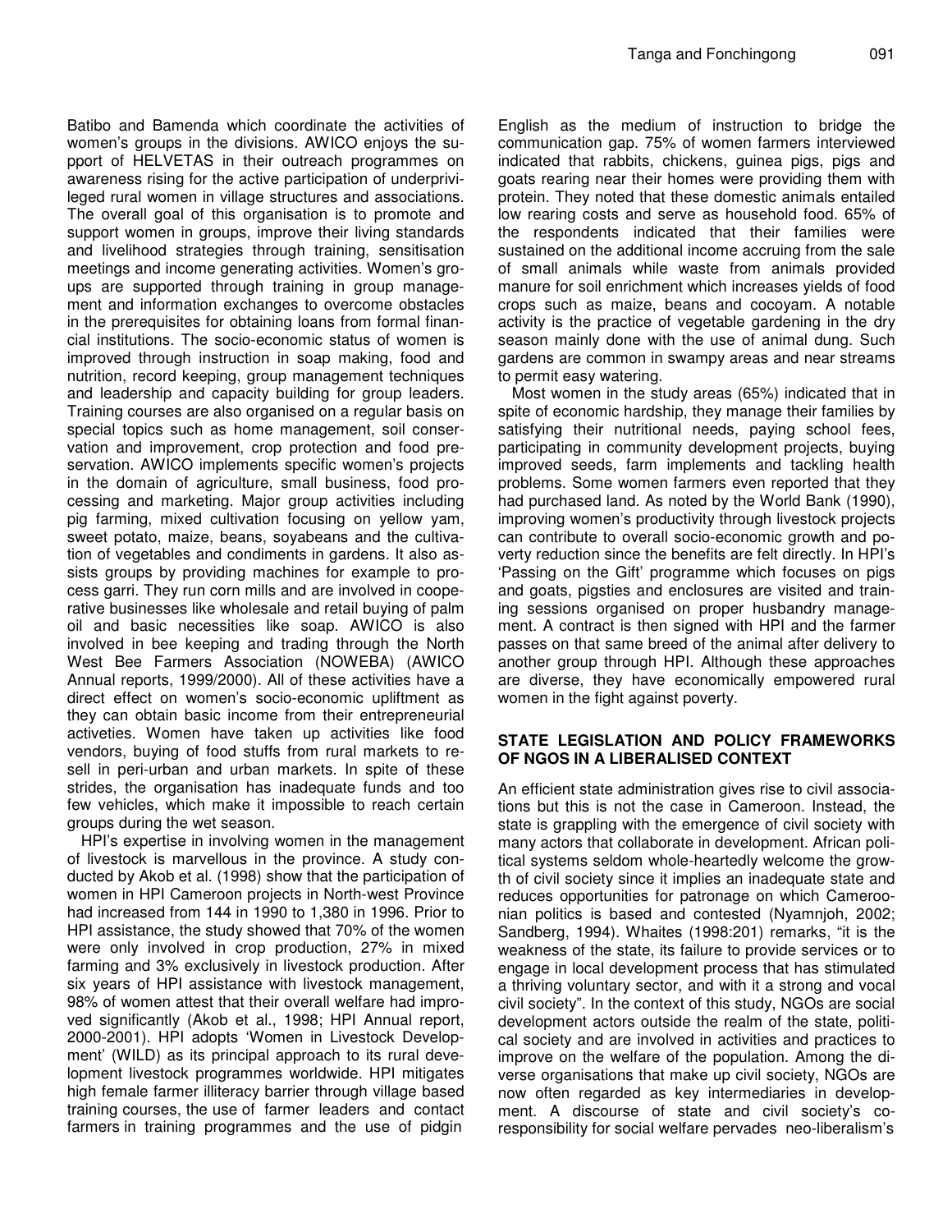Batibo and Bamenda which coordinate the activities of women's groups in the divisions. AWICO enjoys the support of HELVETAS in their outreach programmes on awareness rising for the active participation of underprivileged rural women in village structures and associations. The overall goal of this organisation is to promote and support women in groups, improve their living standards and livelihood strategies through training, sensitisation meetings and income generating activities. Women's groups are supported through training in group management and information exchanges to overcome obstacles in the prerequisites for obtaining loans from formal financial institutions. The socio-economic status of women is improved through instruction in soap making, food and nutrition, record keeping, group management techniques and leadership and capacity building for group leaders. Training courses are also organised on a regular basis on special topics such as home management, soil conservation and improvement, crop protection and food preservation. AWICO implements specific women's projects in the domain of agriculture, small business, food processing and marketing. Major group activities including pig farming, mixed cultivation focusing on yellow yam, sweet potato, maize, beans, soyabeans and the cultivation of vegetables and condiments in gardens. It also assists groups by providing machines for example to process garri. They run corn mills and are involved in cooperative businesses like wholesale and retail buying of palm oil and basic necessities like soap. AWICO is also involved in bee keeping and trading through the North West Bee Farmers Association (NOWEBA) (AWICO Annual reports, 1999/2000). All of these activities have a direct effect on women's socio-economic upliftment as they can obtain basic income from their entrepreneurial activeties. Women have taken up activities like food vendors, buying of food stuffs from rural markets to resell in peri-urban and urban markets. In spite of these strides, the organisation has inadequate funds and too few vehicles, which make it impossible to reach certain groups during the wet season.

HPI's expertise in involving women in the management of livestock is marvellous in the province. A study conducted by Akob et al. (1998) show that the participation of women in HPI Cameroon projects in North-west Province had increased from 144 in 1990 to 1,380 in 1996. Prior to HPI assistance, the study showed that 70% of the women were only involved in crop production, 27% in mixed farming and 3% exclusively in livestock production. After six years of HPI assistance with livestock management, 98% of women attest that their overall welfare had improved significantly (Akob et al., 1998; HPI Annual report, 2000-2001). HPI adopts 'Women in Livestock Development' (WILD) as its principal approach to its rural development livestock programmes worldwide. HPI mitigates high female farmer illiteracy barrier through village based training courses, the use of farmer leaders and contact farmers in training programmes and the use of pidgin English as the medium of instruction to bridge the communication gap. 75% of women farmers interviewed indicated that rabbits, chickens, guinea pigs, pigs and goats rearing near their homes were providing them with protein. They noted that these domestic animals entailed low rearing costs and serve as household food. 65% of the respondents indicated that their families were sustained on the additional income accruing from the sale of small animals while waste from animals provided manure for soil enrichment which increases yields of food crops such as maize, beans and cocoyam. A notable activity is the practice of vegetable gardening in the dry season mainly done with the use of animal dung. Such gardens are common in swampy areas and near streams to permit easy watering.

Most women in the study areas (65%) indicated that in spite of economic hardship, they manage their families by satisfying their nutritional needs, paying school fees, participating in community development projects, buying improved seeds, farm implements and tackling health problems. Some women farmers even reported that they had purchased land. As noted by the World Bank (1990), improving women's productivity through livestock projects can contribute to overall socio-economic growth and poverty reduction since the benefits are felt directly. In HPI's 'Passing on the Gift' programme which focuses on pigs and goats, pigsties and enclosures are visited and training sessions organised on proper husbandry management. A contract is then signed with HPI and the farmer passes on that same breed of the animal after delivery to another group through HPI. Although these approaches are diverse, they have economically empowered rural women in the fight against poverty.

## STATE LEGISLATION AND POLICY FRAMEWORKS OF NGOS IN A LIBERALISED CONTEXT

An efficient state administration gives rise to civil associations but this is not the case in Cameroon. Instead, the state is grappling with the emergence of civil society with many actors that collaborate in development. African political systems seldom whole-heartedly welcome the growth of civil society since it implies an inadequate state and reduces opportunities for patronage on which Cameroonian politics is based and contested (Nyamnjoh, 2002; Sandberg, 1994). Whaites (1998:201) remarks, "it is the weakness of the state, its failure to provide services or to engage in local development process that has stimulated a thriving voluntary sector, and with it a strong and vocal civil society". In the context of this study, NGOs are social development actors outside the realm of the state, political society and are involved in activities and practices to improve on the welfare of the population. Among the diverse organisations that make up civil society, NGOs are now often regarded as key intermediaries in development. A discourse of state and civil society's co-responsibility for social welfare pervades neo-liberalism's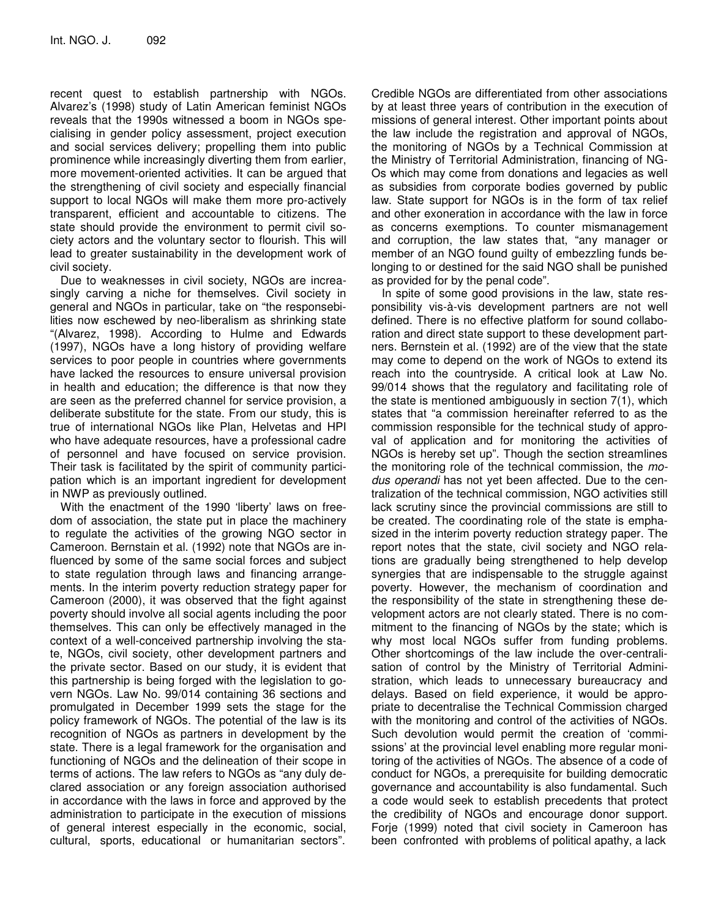recent quest to establish partnership with NGOs. Alvarez's (1998) study of Latin American feminist NGOs reveals that the 1990s witnessed a boom in NGOs specialising in gender policy assessment, project execution and social services delivery; propelling them into public prominence while increasingly diverting them from earlier, more movement-oriented activities. It can be argued that the strengthening of civil society and especially financial support to local NGOs will make them more pro-actively transparent, efficient and accountable to citizens. The state should provide the environment to permit civil society actors and the voluntary sector to flourish. This will lead to greater sustainability in the development work of civil society.

Due to weaknesses in civil society, NGOs are increasingly carving a niche for themselves. Civil society in general and NGOs in particular, take on "the responsebilities now eschewed by neo-liberalism as shrinking state "(Alvarez, 1998). According to Hulme and Edwards (1997), NGOs have a long history of providing welfare services to poor people in countries where governments have lacked the resources to ensure universal provision in health and education; the difference is that now they are seen as the preferred channel for service provision, a deliberate substitute for the state. From our study, this is true of international NGOs like Plan, Helvetas and HPI who have adequate resources, have a professional cadre of personnel and have focused on service provision. Their task is facilitated by the spirit of community participation which is an important ingredient for development in NWP as previously outlined.

With the enactment of the 1990 'liberty' laws on freedom of association, the state put in place the machinery to regulate the activities of the growing NGO sector in Cameroon. Bernstain et al. (1992) note that NGOs are influenced by some of the same social forces and subject to state regulation through laws and financing arrangements. In the interim poverty reduction strategy paper for Cameroon (2000), it was observed that the fight against poverty should involve all social agents including the poor themselves. This can only be effectively managed in the context of a well-conceived partnership involving the state, NGOs, civil society, other development partners and the private sector. Based on our study, it is evident that this partnership is being forged with the legislation to govern NGOs. Law No. 99/014 containing 36 sections and promulgated in December 1999 sets the stage for the policy framework of NGOs. The potential of the law is its recognition of NGOs as partners in development by the state. There is a legal framework for the organisation and functioning of NGOs and the delineation of their scope in terms of actions. The law refers to NGOs as "any duly declared association or any foreign association authorised in accordance with the laws in force and approved by the administration to participate in the execution of missions of general interest especially in the economic, social, cultural, sports, educational or humanitarian sectors". Credible NGOs are differentiated from other associations by at least three years of contribution in the execution of missions of general interest. Other important points about the law include the registration and approval of NGOs, the monitoring of NGOs by a Technical Commission at the Ministry of Territorial Administration, financing of NGOs which may come from donations and legacies as well as subsidies from corporate bodies governed by public law. State support for NGOs is in the form of tax relief and other exoneration in accordance with the law in force as concerns exemptions. To counter mismanagement and corruption, the law states that, "any manager or member of an NGO found guilty of embezzling funds belonging to or destined for the said NGO shall be punished as provided for by the penal code".

In spite of some good provisions in the law, state responsibility vis-à-vis development partners are not well defined. There is no effective platform for sound collaboration and direct state support to these development partners. Bernstein et al. (1992) are of the view that the state may come to depend on the work of NGOs to extend its reach into the countryside. A critical look at Law No. 99/014 shows that the regulatory and facilitating role of the state is mentioned ambiguously in section 7(1), which states that "a commission hereinafter referred to as the commission responsible for the technical study of approval of application and for monitoring the activities of NGOs is hereby set up". Though the section streamlines the monitoring role of the technical commission, the *modus operandi* has not yet been affected. Due to the centralization of the technical commission, NGO activities still lack scrutiny since the provincial commissions are still to be created. The coordinating role of the state is emphasized in the interim poverty reduction strategy paper. The report notes that the state, civil society and NGO relations are gradually being strengthened to help develop synergies that are indispensable to the struggle against poverty. However, the mechanism of coordination and the responsibility of the state in strengthening these development actors are not clearly stated. There is no commitment to the financing of NGOs by the state; which is why most local NGOs suffer from funding problems. Other shortcomings of the law include the over-centralisation of control by the Ministry of Territorial Administration, which leads to unnecessary bureaucracy and delays. Based on field experience, it would be appropriate to decentralise the Technical Commission charged with the monitoring and control of the activities of NGOs. Such devolution would permit the creation of 'commissions' at the provincial level enabling more regular monitoring of the activities of NGOs. The absence of a code of conduct for NGOs, a prerequisite for building democratic governance and accountability is also fundamental. Such a code would seek to establish precedents that protect the credibility of NGOs and encourage donor support. Forje (1999) noted that civil society in Cameroon has been confronted with problems of political apathy, a lack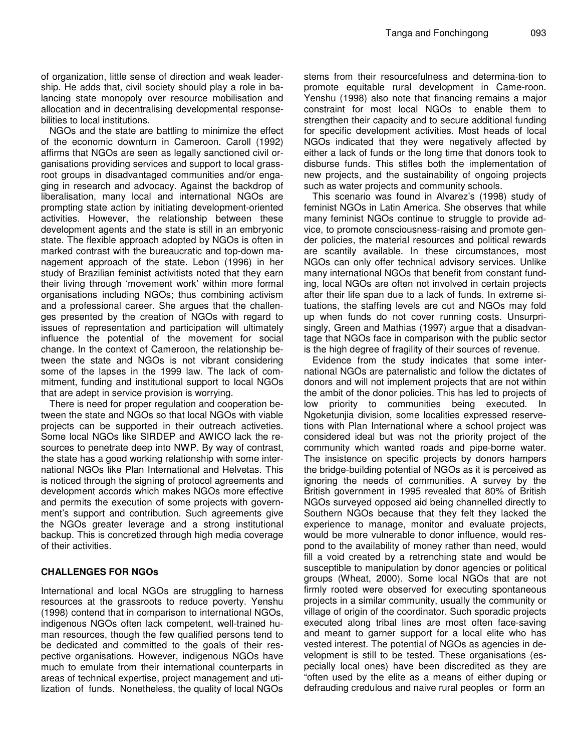of organization, little sense of direction and weak leadership. He adds that, civil society should play a role in balancing state monopoly over resource mobilisation and allocation and in decentralising developmental responsebilities to local institutions.

NGOs and the state are battling to minimize the effect of the economic downturn in Cameroon. Caroll (1992) affirms that NGOs are seen as legally sanctioned civil organisations providing services and support to local grassroot groups in disadvantaged communities and/or engaging in research and advocacy. Against the backdrop of liberalisation, many local and international NGOs are prompting state action by initiating development-oriented activities. However, the relationship between these development agents and the state is still in an embryonic state. The flexible approach adopted by NGOs is often in marked contrast with the bureaucratic and top-down management approach of the state. Lebon (1996) in her study of Brazilian feminist activitists noted that they earn their living through 'movement work' within more formal organisations including NGOs; thus combining activism and a professional career. She argues that the challenges presented by the creation of NGOs with regard to issues of representation and participation will ultimately influence the potential of the movement for social change. In the context of Cameroon, the relationship between the state and NGOs is not vibrant considering some of the lapses in the 1999 law. The lack of commitment, funding and institutional support to local NGOs that are adept in service provision is worrying.

There is need for proper regulation and cooperation between the state and NGOs so that local NGOs with viable projects can be supported in their outreach activeties. Some local NGOs like SIRDEP and AWICO lack the resources to penetrate deep into NWP. By way of contrast, the state has a good working relationship with some international NGOs like Plan International and Helvetas. This is noticed through the signing of protocol agreements and development accords which makes NGOs more effective and permits the execution of some projects with government's support and contribution. Such agreements give the NGOs greater leverage and a strong institutional backup. This is concretized through high media coverage of their activities.

## CHALLENGES FOR NGOs

International and local NGOs are struggling to harness resources at the grassroots to reduce poverty. Yenshu (1998) contend that in comparison to international NGOs, indigenous NGOs often lack competent, well-trained human resources, though the few qualified persons tend to be dedicated and committed to the goals of their respective organisations. However, indigenous NGOs have much to emulate from their international counterparts in areas of technical expertise, project management and utilization of funds. Nonetheless, the quality of local NGOs stems from their resourcefulness and determina-tion to promote equitable rural development in Came-roon. Yenshu (1998) also note that financing remains a major constraint for most local NGOs to enable them to strengthen their capacity and to secure additional funding for specific development activities. Most heads of local NGOs indicated that they were negatively affected by either a lack of funds or the long time that donors took to disburse funds. This stifles both the implementation of new projects, and the sustainability of ongoing projects such as water projects and community schools.

This scenario was found in Alvarez's (1998) study of feminist NGOs in Latin America. She observes that while many feminist NGOs continue to struggle to provide advice, to promote consciousness-raising and promote gender policies, the material resources and political rewards are scantily available. In these circumstances, most NGOs can only offer technical advisory services. Unlike many international NGOs that benefit from constant funding, local NGOs are often not involved in certain projects after their life span due to a lack of funds. In extreme situations, the staffing levels are cut and NGOs may fold up when funds do not cover running costs. Unsurprisingly, Green and Mathias (1997) argue that a disadvantage that NGOs face in comparison with the public sector is the high degree of fragility of their sources of revenue.

Evidence from the study indicates that some international NGOs are paternalistic and follow the dictates of donors and will not implement projects that are not within the ambit of the donor policies. This has led to projects of low priority to communities being executed. In Ngoketunjia division, some localities expressed reservetions with Plan International where a school project was considered ideal but was not the priority project of the community which wanted roads and pipe-borne water. The insistence on specific projects by donors hampers the bridge-building potential of NGOs as it is perceived as ignoring the needs of communities. A survey by the British government in 1995 revealed that 80% of British NGOs surveyed opposed aid being channelled directly to Southern NGOs because that they felt they lacked the experience to manage, monitor and evaluate projects, would be more vulnerable to donor influence, would respond to the availability of money rather than need, would fill a void created by a retrenching state and would be susceptible to manipulation by donor agencies or political groups (Wheat, 2000). Some local NGOs that are not firmly rooted were observed for executing spontaneous projects in a similar community, usually the community or village of origin of the coordinator. Such sporadic projects executed along tribal lines are most often face-saving and meant to garner support for a local elite who has vested interest. The potential of NGOs as agencies in development is still to be tested. These organisations (especially local ones) have been discredited as they are "often used by the elite as a means of either duping or defrauding credulous and naive rural peoples or form an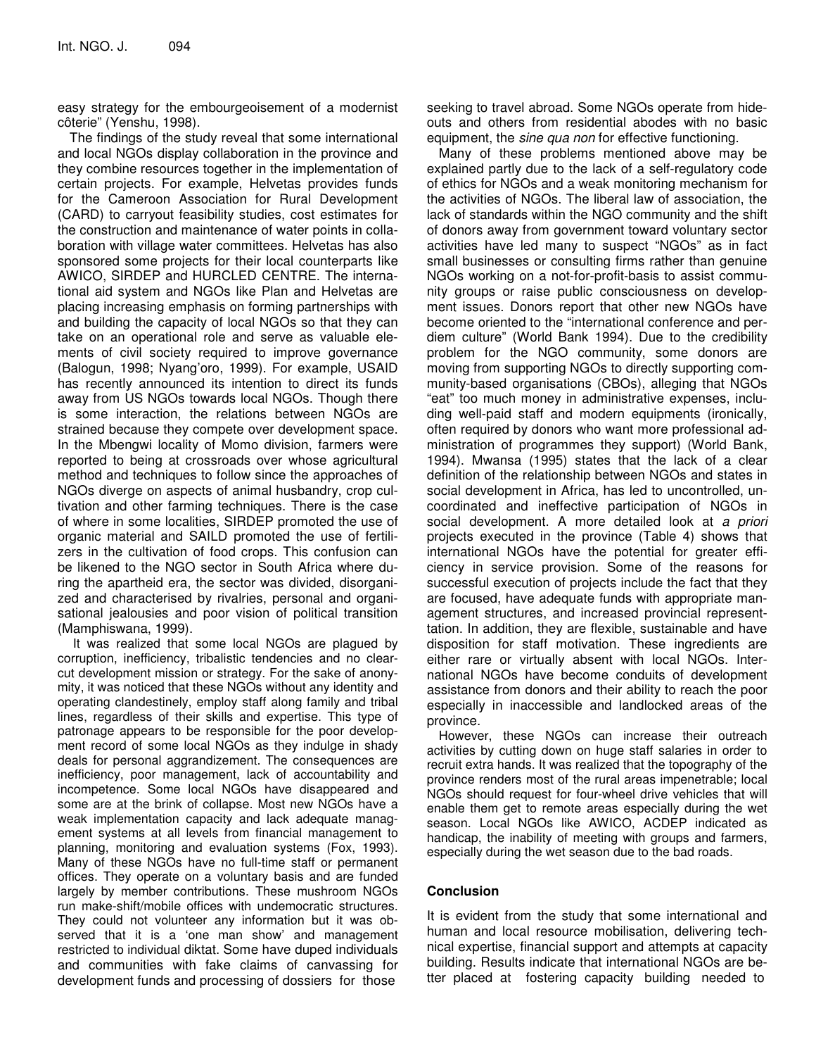easy strategy for the embourgeoisement of a modernist côterie" (Yenshu, 1998).

The findings of the study reveal that some international and local NGOs display collaboration in the province and they combine resources together in the implementation of certain projects. For example, Helvetas provides funds for the Cameroon Association for Rural Development (CARD) to carryout feasibility studies, cost estimates for the construction and maintenance of water points in collaboration with village water committees. Helvetas has also sponsored some projects for their local counterparts like AWICO, SIRDEP and HURCLED CENTRE. The international aid system and NGOs like Plan and Helvetas are placing increasing emphasis on forming partnerships with and building the capacity of local NGOs so that they can take on an operational role and serve as valuable elements of civil society required to improve governance (Balogun, 1998; Nyang'oro, 1999). For example, USAID has recently announced its intention to direct its funds away from US NGOs towards local NGOs. Though there is some interaction, the relations between NGOs are strained because they compete over development space. In the Mbengwi locality of Momo division, farmers were reported to being at crossroads over whose agricultural method and techniques to follow since the approaches of NGOs diverge on aspects of animal husbandry, crop cultivation and other farming techniques. There is the case of where in some localities, SIRDEP promoted the use of organic material and SAILD promoted the use of fertilizers in the cultivation of food crops. This confusion can be likened to the NGO sector in South Africa where during the apartheid era, the sector was divided, disorganized and characterised by rivalries, personal and organisational jealousies and poor vision of political transition (Mamphiswana, 1999).

It was realized that some local NGOs are plagued by corruption, inefficiency, tribalistic tendencies and no clear-cut development mission or strategy. For the sake of anonymity, it was noticed that these NGOs without any identity and operating clandestinely, employ staff along family and tribal lines, regardless of their skills and expertise. This type of patronage appears to be responsible for the poor development record of some local NGOs as they indulge in shady deals for personal aggrandizement. The consequences are inefficiency, poor management, lack of accountability and incompetence. Some local NGOs have disappeared and some are at the brink of collapse. Most new NGOs have a weak implementation capacity and lack adequate management systems at all levels from financial management to planning, monitoring and evaluation systems (Fox, 1993). Many of these NGOs have no full-time staff or permanent offices. They operate on a voluntary basis and are funded largely by member contributions. These mushroom NGOs run make-shift/mobile offices with undemocratic structures. They could not volunteer any information but it was observed that it is a 'one man show' and management restricted to individual diktat. Some have duped individuals and communities with fake claims of canvassing for development funds and processing of dossiers for those seeking to travel abroad. Some NGOs operate from hide-outs and others from residential abodes with no basic equipment, the *sine qua non* for effective functioning.

Many of these problems mentioned above may be explained partly due to the lack of a self-regulatory code of ethics for NGOs and a weak monitoring mechanism for the activities of NGOs. The liberal law of association, the lack of standards within the NGO community and the shift of donors away from government toward voluntary sector activities have led many to suspect "NGOs" as in fact small businesses or consulting firms rather than genuine NGOs working on a not-for-profit-basis to assist community groups or raise public consciousness on development issues. Donors report that other new NGOs have become oriented to the "international conference and per-diem culture" (World Bank 1994). Due to the credibility problem for the NGO community, some donors are moving from supporting NGOs to directly supporting community-based organisations (CBOs), alleging that NGOs "eat" too much money in administrative expenses, including well-paid staff and modern equipments (ironically, often required by donors who want more professional administration of programmes they support) (World Bank, 1994). Mwansa (1995) states that the lack of a clear definition of the relationship between NGOs and states in social development in Africa, has led to uncontrolled, uncoordinated and ineffective participation of NGOs in social development. A more detailed look at *a priori* projects executed in the province (Table 4) shows that international NGOs have the potential for greater efficiency in service provision. Some of the reasons for successful execution of projects include the fact that they are focused, have adequate funds with appropriate management structures, and increased provincial representation. In addition, they are flexible, sustainable and have disposition for staff motivation. These ingredients are either rare or virtually absent with local NGOs. International NGOs have become conduits of development assistance from donors and their ability to reach the poor especially in inaccessible and landlocked areas of the province.

However, these NGOs can increase their outreach activities by cutting down on huge staff salaries in order to recruit extra hands. It was realized that the topography of the province renders most of the rural areas impenetrable; local NGOs should request for four-wheel drive vehicles that will enable them get to remote areas especially during the wet season. Local NGOs like AWICO, ACDEP indicated as handicap, the inability of meeting with groups and farmers, especially during the wet season due to the bad roads.

## Conclusion

It is evident from the study that some international and human and local resource mobilisation, delivering technical expertise, financial support and attempts at capacity building. Results indicate that international NGOs are better placed at fostering capacity building needed to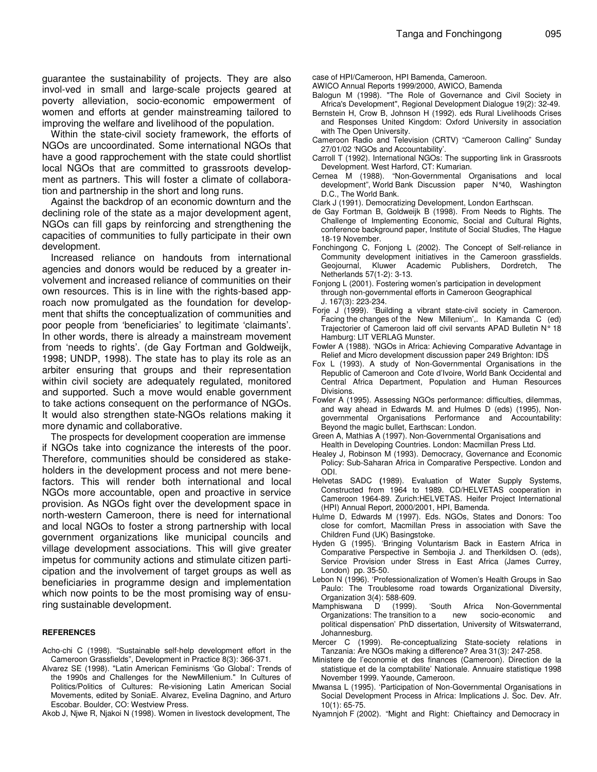guarantee the sustainability of projects. They are also invol-ved in small and large-scale projects geared at poverty alleviation, socio-economic empowerment of women and efforts at gender mainstreaming tailored to improving the welfare and livelihood of the population.

Within the state-civil society framework, the efforts of NGOs are uncoordinated. Some international NGOs that have a good rapprochement with the state could shortlist local NGOs that are committed to grassroots development as partners. This will foster a climate of collaboration and partnership in the short and long runs.

Against the backdrop of an economic downturn and the declining role of the state as a major development agent, NGOs can fill gaps by reinforcing and strengthening the capacities of communities to fully participate in their own development.

Increased reliance on handouts from international agencies and donors would be reduced by a greater involvement and increased reliance of communities on their own resources. This is in line with the rights-based approach now promulgated as the foundation for development that shifts the conceptualization of communities and poor people from 'beneficiaries' to legitimate 'claimants'. In other words, there is already a mainstream movement from 'needs to rights'. (de Gay Fortman and Goldweijk, 1998; UNDP, 1998). The state has to play its role as an arbiter ensuring that groups and their representation within civil society are adequately regulated, monitored and supported. Such a move would enable government to take actions consequent on the performance of NGOs. It would also strengthen state-NGOs relations making it more dynamic and collaborative.

The prospects for development cooperation are immense if NGOs take into cognizance the interests of the poor. Therefore, communities should be considered as stakeholders in the development process and not mere benefactors. This will render both international and local NGOs more accountable, open and proactive in service provision. As NGOs fight over the development space in north-western Cameroon, there is need for international and local NGOs to foster a strong partnership with local government organizations like municipal councils and village development associations. This will give greater impetus for community actions and stimulate citizen participation and the involvement of target groups as well as beneficiaries in programme design and implementation which now points to be the most promising way of ensuring sustainable development.

## REFERENCES

Acho-chi C (1998). "Sustainable self-help development effort in the Cameroon Grassfields", Development in Practice 8(3): 366-371.

Alvarez SE (1998). "Latin American Feminisms 'Go Global': Trends of the 1990s and Challenges for the NewMillenium." In Cultures of Politics/Politics of Cultures: Re-visioning Latin American Social Movements, edited by SoniaE. Alvarez, Evelina Dagnino, and Arturo Escobar. Boulder, CO: Westview Press.

Akob J, Njwe R, Njakoi N (1998). Women in livestock development, The case of HPI/Cameroon, HPI Bamenda, Cameroon.

AWICO Annual Reports 1999/2000, AWICO, Bamenda

Balogun M (1998). "The Role of Governance and Civil Society in Africa's Development", Regional Development Dialogue 19(2): 32-49.

Bernstein H, Crow B, Johnson H (1992). eds Rural Livelihoods Crises and Responses United Kingdom: Oxford University in association with The Open University.

Cameroon Radio and Television (CRTV) "Cameroon Calling" Sunday 27/01/02 'NGOs and Accountability'.

Carroll T (1992). International NGOs: The supporting link in Grassroots Development. West Harford, CT: Kumarian.

Cernea M (1988). "Non-Governmental Organisations and local development", World Bank Discussion paper N°40, Washington D.C., The World Bank.

Clark J (1991). Democratizing Development, London Earthscan.

de Gay Fortman B, Goldweijk B (1998). From Needs to Rights. The Challenge of Implementing Economic, Social and Cultural Rights, conference background paper, Institute of Social Studies, The Hague 18-19 November.

Fonchingong C, Fonjong L (2002). The Concept of Self-reliance in Community development initiatives in the Cameroon grassfields. Geojournal, Kluwer Academic Publishers, Dordretch, The Netherlands 57(1-2): 3-13.

Fonjong L (2001). Fostering women's participation in development through non-governmental efforts in Cameroon Geographical J. 167(3): 223-234.

Forje J (1999). 'Building a vibrant state-civil society in Cameroon. Facing the changes of the New Millenium',. In Kamanda C (ed) Trajectorier of Cameroon laid off civil servants APAD Bulletin N° 18 Hamburg: LIT VERLAG Munster.

Fowler A (1988). 'NGOs in Africa: Achieving Comparative Advantage in Relief and Micro development discussion paper 249 Brighton: IDS

Fox L (1993). A study of Non-Governmental Organisations in the Republic of Cameroon and Cote d'Ivoire, World Bank Occidental and Central Africa Department, Population and Human Resources Divisions.

Fowler A (1995). Assessing NGOs performance: difficulties, dilemmas, and way ahead in Edwards M. and Hulmes D (eds) (1995), Non-governmental Organisations Performance and Accountability: Beyond the magic bullet, Earthscan: London.

Green A, Mathias A (1997). Non-Governmental Organisations and Health in Developing Countries. London: Macmillan Press Ltd.

Healey J, Robinson M (1993). Democracy, Governance and Economic Policy: Sub-Saharan Africa in Comparative Perspective. London and ODI.

Helvetas SADC (1989). Evaluation of Water Supply Systems, Constructed from 1964 to 1989. CD/HELVETAS cooperation in Cameroon 1964-89. Zurich:HELVETAS. Heifer Project International (HPI) Annual Report, 2000/2001, HPI, Bamenda.

Hulme D, Edwards M (1997). Eds. NGOs, States and Donors: Too close for comfort, Macmillan Press in association with Save the Children Fund (UK) Basingstoke.

Hyden G (1995). 'Bringing Voluntarism Back in Eastern Africa in Comparative Perspective in Sembojia J. and Therkildsen O. (eds), Service Provision under Stress in East Africa (James Currey, London) pp. 35-50.

Lebon N (1996). 'Professionalization of Women's Health Groups in Sao Paulo: The Troublesome road towards Organizational Diversity, Organization 3(4): 588-609.

Mamphiswana D (1999). 'South Africa Non-Governmental Organizations: The transition to a new socio-economic and political dispensation' PhD dissertation, University of Witswaterrand, Johannesburg.

Mercer C (1999). Re-conceptualizing State-society relations in Tanzania: Are NGOs making a difference? Area 31(3): 247-258.

Ministere de l'economie et des finances (Cameroon). Direction de la statistique et de la comptabilite' Nationale. Annuaire statistique 1998 November 1999. Yaounde, Cameroon.

Mwansa L (1995). 'Participation of Non-Governmental Organisations in Social Development Process in Africa: Implications J. Soc. Dev. Afr. 10(1): 65-75.

Nyamnjoh F (2002). "Might and Right: Chieftaincy and Democracy in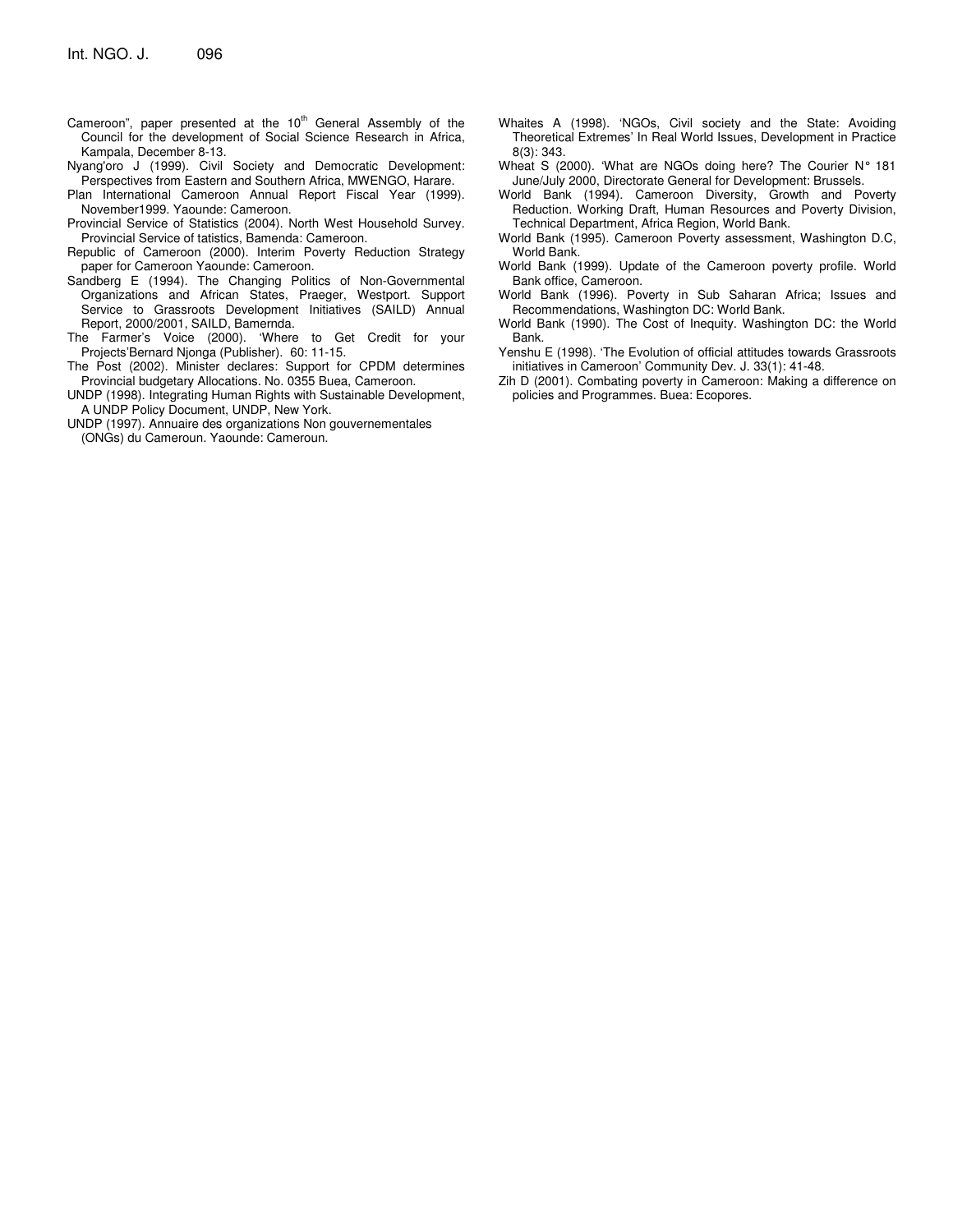Cameroon", paper presented at the 10th General Assembly of the Council for the development of Social Science Research in Africa, Kampala, December 8-13.

Nyang'oro J (1999). Civil Society and Democratic Development: Perspectives from Eastern and Southern Africa, MWENGO, Harare.

Plan International Cameroon Annual Report Fiscal Year (1999). November1999. Yaounde: Cameroon.

Provincial Service of Statistics (2004). North West Household Survey. Provincial Service of tatistics, Bamenda: Cameroon.

Republic of Cameroon (2000). Interim Poverty Reduction Strategy paper for Cameroon Yaounde: Cameroon.

Sandberg E (1994). The Changing Politics of Non-Governmental Organizations and African States, Praeger, Westport. Support Service to Grassroots Development Initiatives (SAILD) Annual Report, 2000/2001, SAILD, Bamernda.

The Farmer's Voice (2000). 'Where to Get Credit for your Projects'Bernard Njonga (Publisher). 60: 11-15.

The Post (2002). Minister declares: Support for CPDM determines Provincial budgetary Allocations. No. 0355 Buea, Cameroon.

UNDP (1998). Integrating Human Rights with Sustainable Development, A UNDP Policy Document, UNDP, New York.

UNDP (1997). Annuaire des organizations Non gouvernementales (ONGs) du Cameroun. Yaounde: Cameroun.

Whaites A (1998). 'NGOs, Civil society and the State: Avoiding Theoretical Extremes' In Real World Issues, Development in Practice 8(3): 343.

Wheat S (2000). 'What are NGOs doing here? The Courier N° 181 June/July 2000, Directorate General for Development: Brussels.

World Bank (1994). Cameroon Diversity, Growth and Poverty Reduction. Working Draft, Human Resources and Poverty Division, Technical Department, Africa Region, World Bank.

World Bank (1995). Cameroon Poverty assessment, Washington D.C, World Bank.

World Bank (1999). Update of the Cameroon poverty profile. World Bank office, Cameroon.

World Bank (1996). Poverty in Sub Saharan Africa; Issues and Recommendations, Washington DC: World Bank.

World Bank (1990). The Cost of Inequity. Washington DC: the World Bank.

Yenshu E (1998). 'The Evolution of official attitudes towards Grassroots initiatives in Cameroon' Community Dev. J. 33(1): 41-48.

Zih D (2001). Combating poverty in Cameroon: Making a difference on policies and Programmes. Buea: Ecopores.